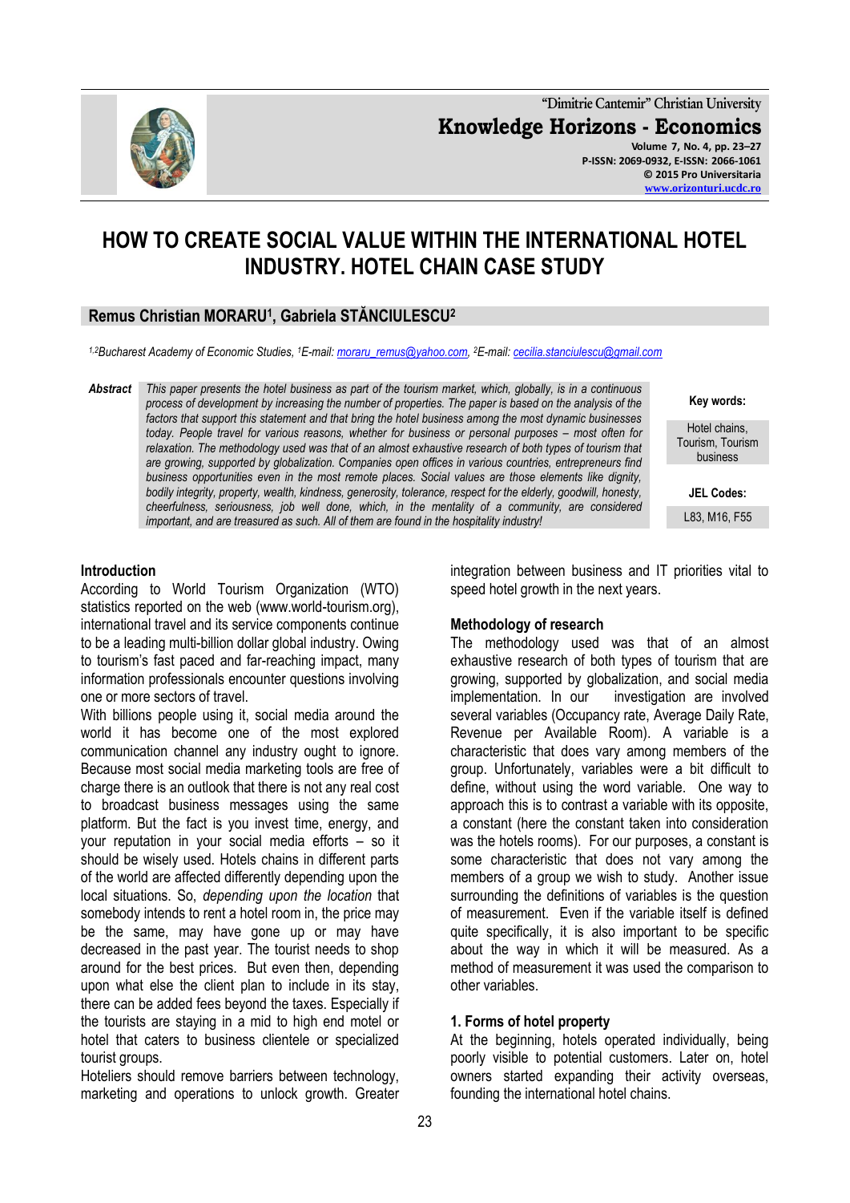# HOW TO CREATE SOCIAL VALUE WITHIN THE INTERNATIONAL HOTEL INDUSTRY. HOTEL CHAIN CASE STUDY

**Remus Christian MORARU[1], Gabriela STĂNCIULESCU[2]**

*[1,2]Bucharest Academy of Economic Studies, [1]E-mail: moraru_remus@yahoo.com, [2]E-mail: cecilia.stanciulescu@gmail.com*

**Abstract** *This paper presents the hotel business as part of the tourism market, which, globally, is in a continuous process of development by increasing the number of properties. The paper is based on the analysis of the factors that support this statement and that bring the hotel business among the most dynamic businesses today. People travel for various reasons, whether for business or personal purposes – most often for relaxation. The methodology used was that of an almost exhaustive research of both types of tourism that are growing, supported by globalization. Companies open offices in various countries, entrepreneurs find business opportunities even in the most remote places. Social values are those elements like dignity, bodily integrity, property, wealth, kindness, generosity, tolerance, respect for the elderly, goodwill, honesty, cheerfulness, seriousness, job well done, which, in the mentality of a community, are considered important, and are treasured as such. All of them are found in the hospitality industry!*

**Key words:** Hotel chains, Tourism, Tourism business

**JEL Codes:** L83, M16, F55

## Introduction

According to World Tourism Organization (WTO) statistics reported on the web (www.world-tourism.org), international travel and its service components continue to be a leading multi-billion dollar global industry. Owing to tourism's fast paced and far-reaching impact, many information professionals encounter questions involving one or more sectors of travel.

With billions people using it, social media around the world it has become one of the most explored communication channel any industry ought to ignore. Because most social media marketing tools are free of charge there is an outlook that there is not any real cost to broadcast business messages using the same platform. But the fact is you invest time, energy, and your reputation in your social media efforts – so it should be wisely used. Hotels chains in different parts of the world are affected differently depending upon the local situations. So, *depending upon the location* that somebody intends to rent a hotel room in, the price may be the same, may have gone up or may have decreased in the past year. The tourist needs to shop around for the best prices. But even then, depending upon what else the client plan to include in its stay, there can be added fees beyond the taxes. Especially if the tourists are staying in a mid to high end motel or hotel that caters to business clientele or specialized tourist groups.

Hoteliers should remove barriers between technology, marketing and operations to unlock growth. Greater integration between business and IT priorities vital to speed hotel growth in the next years.

## Methodology of research

The methodology used was that of an almost exhaustive research of both types of tourism that are growing, supported by globalization, and social media implementation. In our investigation are involved several variables (Occupancy rate, Average Daily Rate, Revenue per Available Room). A variable is a characteristic that does vary among members of the group. Unfortunately, variables were a bit difficult to define, without using the word variable. One way to approach this is to contrast a variable with its opposite, a constant (here the constant taken into consideration was the hotels rooms). For our purposes, a constant is some characteristic that does not vary among the members of a group we wish to study. Another issue surrounding the definitions of variables is the question of measurement. Even if the variable itself is defined quite specifically, it is also important to be specific about the way in which it will be measured. As a method of measurement it was used the comparison to other variables.

## 1. Forms of hotel property

At the beginning, hotels operated individually, being poorly visible to potential customers. Later on, hotel owners started expanding their activity overseas, founding the international hotel chains.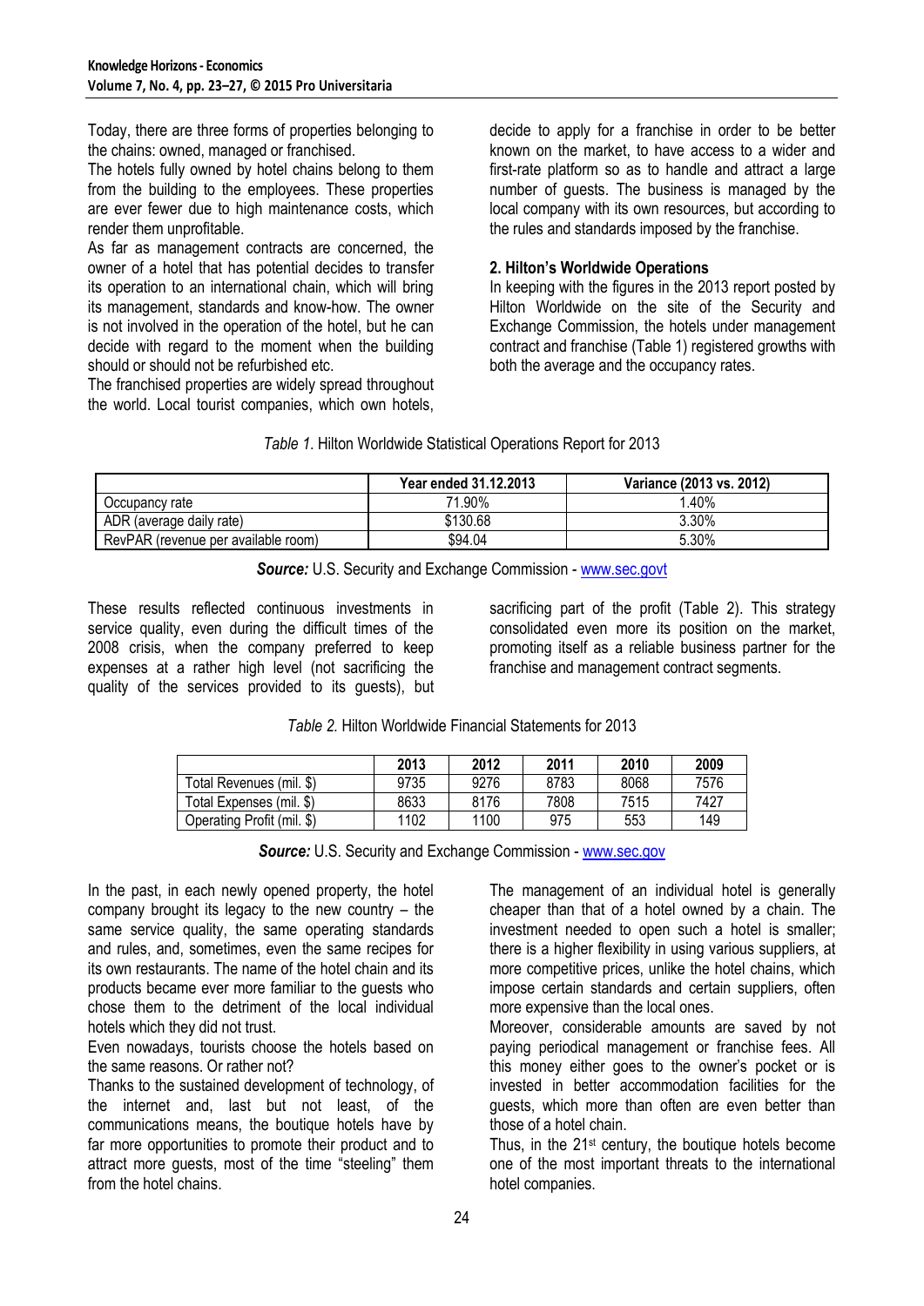Today, there are three forms of properties belonging to the chains: owned, managed or franchised.

The hotels fully owned by hotel chains belong to them from the building to the employees. These properties are ever fewer due to high maintenance costs, which render them unprofitable.

As far as management contracts are concerned, the owner of a hotel that has potential decides to transfer its operation to an international chain, which will bring its management, standards and know-how. The owner is not involved in the operation of the hotel, but he can decide with regard to the moment when the building should or should not be refurbished etc.

The franchised properties are widely spread throughout the world. Local tourist companies, which own hotels, decide to apply for a franchise in order to be better known on the market, to have access to a wider and first-rate platform so as to handle and attract a large number of guests. The business is managed by the local company with its own resources, but according to the rules and standards imposed by the franchise.

## 2. Hilton's Worldwide Operations

In keeping with the figures in the 2013 report posted by Hilton Worldwide on the site of the Security and Exchange Commission, the hotels under management contract and franchise (Table 1) registered growths with both the average and the occupancy rates.

*Table 1*. Hilton Worldwide Statistical Operations Report for 2013

| | Year ended 31.12.2013 | Variance (2013 vs. 2012) |
|---|---|---|
| Occupancy rate | 71.90% | 1.40% |
| ADR (average daily rate) | $130.68 | 3.30% |
| RevPAR (revenue per available room) | $94.04 | 5.30% |

***Source:*** U.S. Security and Exchange Commission - www.sec.govt

These results reflected continuous investments in service quality, even during the difficult times of the 2008 crisis, when the company preferred to keep expenses at a rather high level (not sacrificing the quality of the services provided to its guests), but sacrificing part of the profit (Table 2). This strategy consolidated even more its position on the market, promoting itself as a reliable business partner for the franchise and management contract segments.

*Table 2.* Hilton Worldwide Financial Statements for 2013

| | 2013 | 2012 | 2011 | 2010 | 2009 |
|---|---|---|---|---|---|
| Total Revenues (mil. $) | 9735 | 9276 | 8783 | 8068 | 7576 |
| Total Expenses (mil. $) | 8633 | 8176 | 7808 | 7515 | 7427 |
| Operating Profit (mil. $) | 1102 | 1100 | 975 | 553 | 149 |

***Source:*** U.S. Security and Exchange Commission - www.sec.gov

In the past, in each newly opened property, the hotel company brought its legacy to the new country – the same service quality, the same operating standards and rules, and, sometimes, even the same recipes for its own restaurants. The name of the hotel chain and its products became ever more familiar to the guests who chose them to the detriment of the local individual hotels which they did not trust.

Even nowadays, tourists choose the hotels based on the same reasons. Or rather not?

Thanks to the sustained development of technology, of the internet and, last but not least, of the communications means, the boutique hotels have by far more opportunities to promote their product and to attract more guests, most of the time "steeling" them from the hotel chains.

The management of an individual hotel is generally cheaper than that of a hotel owned by a chain. The investment needed to open such a hotel is smaller; there is a higher flexibility in using various suppliers, at more competitive prices, unlike the hotel chains, which impose certain standards and certain suppliers, often more expensive than the local ones.

Moreover, considerable amounts are saved by not paying periodical management or franchise fees. All this money either goes to the owner's pocket or is invested in better accommodation facilities for the guests, which more than often are even better than those of a hotel chain.

Thus, in the 21st century, the boutique hotels become one of the most important threats to the international hotel companies.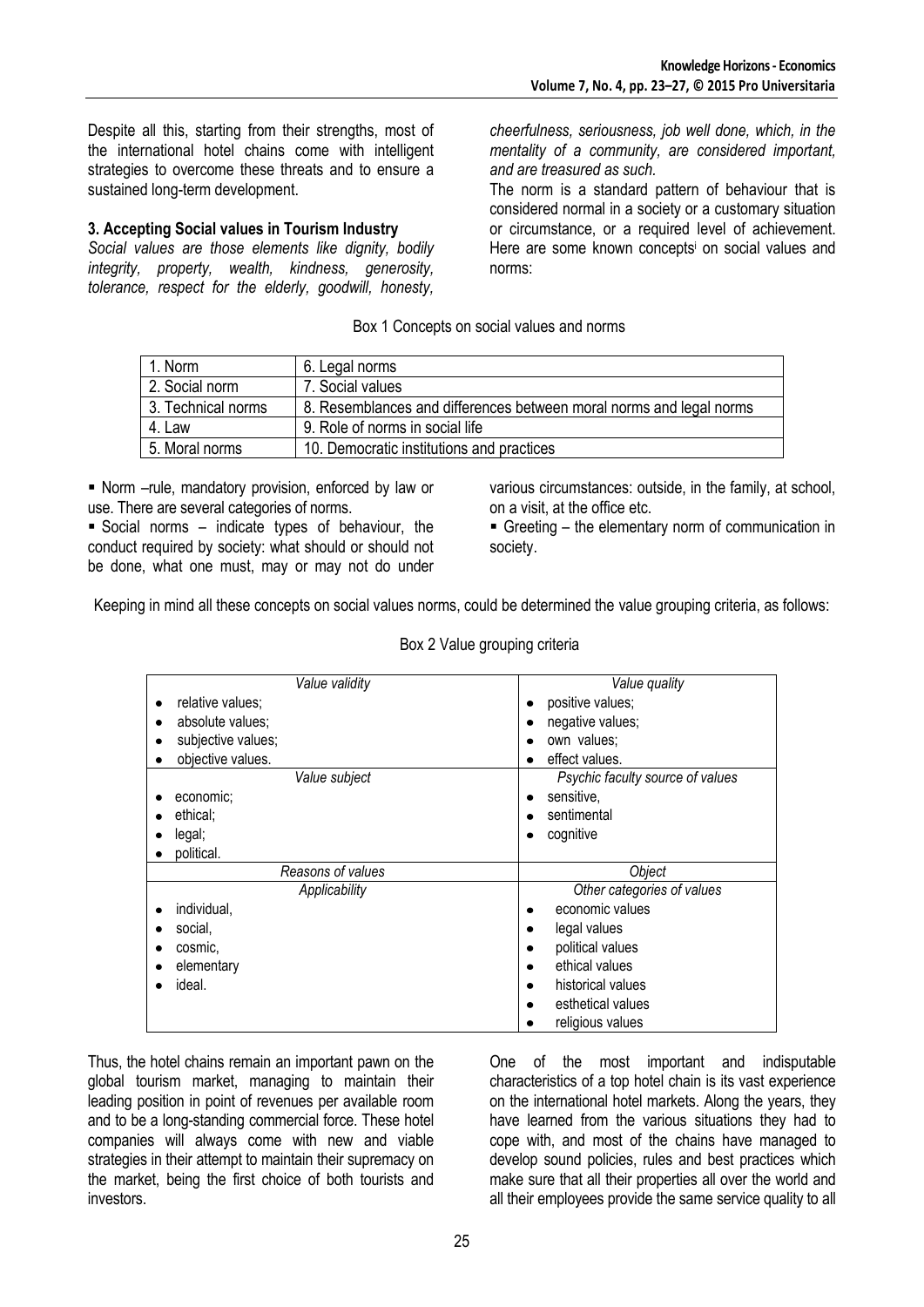Despite all this, starting from their strengths, most of the international hotel chains come with intelligent strategies to overcome these threats and to ensure a sustained long-term development.

### 3. Accepting Social values in Tourism Industry

*Social values are those elements like dignity, bodily integrity, property, wealth, kindness, generosity, tolerance, respect for the elderly, goodwill, honesty, cheerfulness, seriousness, job well done, which, in the mentality of a community, are considered important, and are treasured as such.*

The norm is a standard pattern of behaviour that is considered normal in a society or a customary situation or circumstance, or a required level of achievement. Here are some known concepts[i] on social values and norms:

Box 1 Concepts on social values and norms

| | |
|---|---|
| 1. Norm | 6. Legal norms |
| 2. Social norm | 7. Social values |
| 3. Technical norms | 8. Resemblances and differences between moral norms and legal norms |
| 4. Law | 9. Role of norms in social life |
| 5. Moral norms | 10. Democratic institutions and practices |

- Norm –rule, mandatory provision, enforced by law or use. There are several categories of norms.
- Social norms – indicate types of behaviour, the conduct required by society: what should or should not be done, what one must, may or may not do under various circumstances: outside, in the family, at school, on a visit, at the office etc.
- Greeting – the elementary norm of communication in society.

Keeping in mind all these concepts on social values norms, could be determined the value grouping criteria, as follows:

Box 2 Value grouping criteria

| *Value validity* | *Value quality* |
|---|---|
| • relative values;<br>• absolute values;<br>• subjective values;<br>• objective values. | • positive values;<br>• negative values;<br>• own values;<br>• effect values. |
| *Value subject* | *Psychic faculty source of values* |
| • economic;<br>• ethical;<br>• legal;<br>• political. | • sensitive,<br>• sentimental<br>• cognitive |
| *Reasons of values* | *Object* |
| *Applicability* | *Other categories of values* |
| • individual,<br>• social,<br>• cosmic,<br>• elementary<br>• ideal. | • economic values<br>• legal values<br>• political values<br>• ethical values<br>• historical values<br>• esthetical values<br>• religious values |

Thus, the hotel chains remain an important pawn on the global tourism market, managing to maintain their leading position in point of revenues per available room and to be a long-standing commercial force. These hotel companies will always come with new and viable strategies in their attempt to maintain their supremacy on the market, being the first choice of both tourists and investors.

One of the most important and indisputable characteristics of a top hotel chain is its vast experience on the international hotel markets. Along the years, they have learned from the various situations they had to cope with, and most of the chains have managed to develop sound policies, rules and best practices which make sure that all their properties all over the world and all their employees provide the same service quality to all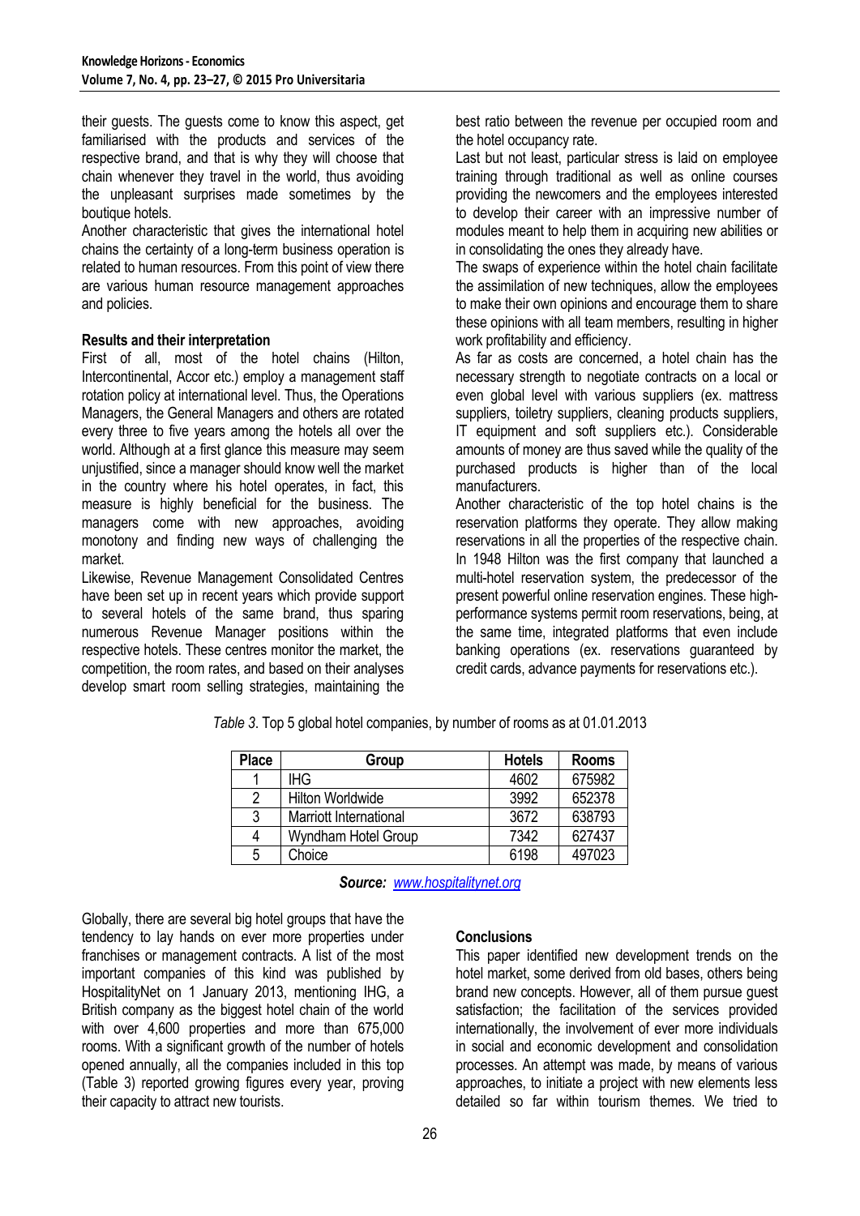their guests. The guests come to know this aspect, get familiarised with the products and services of the respective brand, and that is why they will choose that chain whenever they travel in the world, thus avoiding the unpleasant surprises made sometimes by the boutique hotels.

Another characteristic that gives the international hotel chains the certainty of a long-term business operation is related to human resources. From this point of view there are various human resource management approaches and policies.

## Results and their interpretation

First of all, most of the hotel chains (Hilton, Intercontinental, Accor etc.) employ a management staff rotation policy at international level. Thus, the Operations Managers, the General Managers and others are rotated every three to five years among the hotels all over the world. Although at a first glance this measure may seem unjustified, since a manager should know well the market in the country where his hotel operates, in fact, this measure is highly beneficial for the business. The managers come with new approaches, avoiding monotony and finding new ways of challenging the market.

Likewise, Revenue Management Consolidated Centres have been set up in recent years which provide support to several hotels of the same brand, thus sparing numerous Revenue Manager positions within the respective hotels. These centres monitor the market, the competition, the room rates, and based on their analyses develop smart room selling strategies, maintaining the best ratio between the revenue per occupied room and the hotel occupancy rate.

Last but not least, particular stress is laid on employee training through traditional as well as online courses providing the newcomers and the employees interested to develop their career with an impressive number of modules meant to help them in acquiring new abilities or in consolidating the ones they already have.

The swaps of experience within the hotel chain facilitate the assimilation of new techniques, allow the employees to make their own opinions and encourage them to share these opinions with all team members, resulting in higher work profitability and efficiency.

As far as costs are concerned, a hotel chain has the necessary strength to negotiate contracts on a local or even global level with various suppliers (ex. mattress suppliers, toiletry suppliers, cleaning products suppliers, IT equipment and soft suppliers etc.). Considerable amounts of money are thus saved while the quality of the purchased products is higher than of the local manufacturers.

Another characteristic of the top hotel chains is the reservation platforms they operate. They allow making reservations in all the properties of the respective chain. In 1948 Hilton was the first company that launched a multi-hotel reservation system, the predecessor of the present powerful online reservation engines. These high-performance systems permit room reservations, being, at the same time, integrated platforms that even include banking operations (ex. reservations guaranteed by credit cards, advance payments for reservations etc.).

*Table 3*. Top 5 global hotel companies, by number of rooms as at 01.01.2013

| Place | Group | Hotels | Rooms |
|---|---|---|---|
| 1 | IHG | 4602 | 675982 |
| 2 | Hilton Worldwide | 3992 | 652378 |
| 3 | Marriott International | 3672 | 638793 |
| 4 | Wyndham Hotel Group | 7342 | 627437 |
| 5 | Choice | 6198 | 497023 |

***Source:*** *www.hospitalitynet.org*

Globally, there are several big hotel groups that have the tendency to lay hands on ever more properties under franchises or management contracts. A list of the most important companies of this kind was published by HospitalityNet on 1 January 2013, mentioning IHG, a British company as the biggest hotel chain of the world with over 4,600 properties and more than 675,000 rooms. With a significant growth of the number of hotels opened annually, all the companies included in this top (Table 3) reported growing figures every year, proving their capacity to attract new tourists.

## Conclusions

This paper identified new development trends on the hotel market, some derived from old bases, others being brand new concepts. However, all of them pursue guest satisfaction; the facilitation of the services provided internationally, the involvement of ever more individuals in social and economic development and consolidation processes. An attempt was made, by means of various approaches, to initiate a project with new elements less detailed so far within tourism themes. We tried to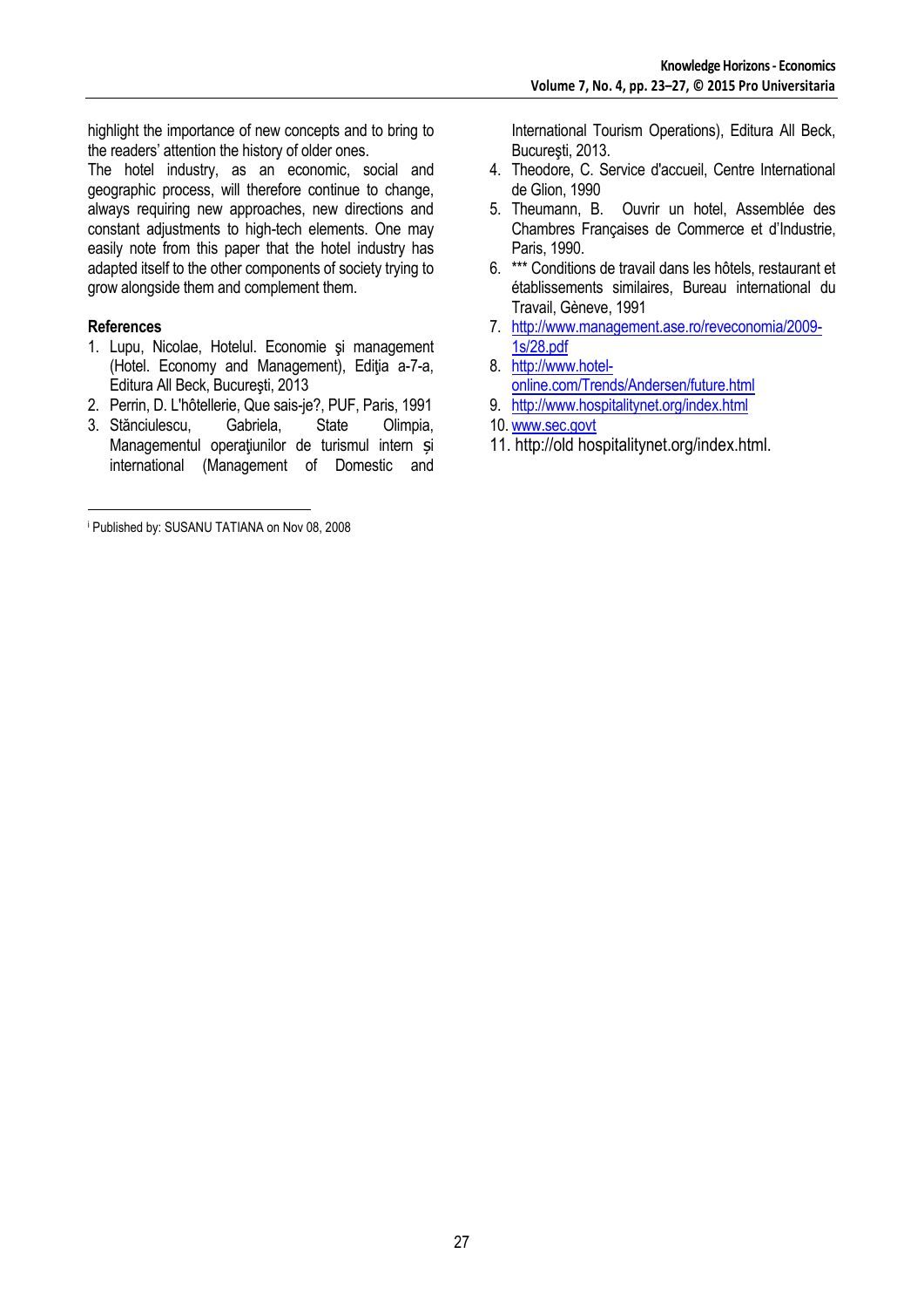highlight the importance of new concepts and to bring to the readers' attention the history of older ones.

The hotel industry, as an economic, social and geographic process, will therefore continue to change, always requiring new approaches, new directions and constant adjustments to high-tech elements. One may easily note from this paper that the hotel industry has adapted itself to the other components of society trying to grow alongside them and complement them.

**References**

1. Lupu, Nicolae, Hotelul. Economie şi management (Hotel. Economy and Management), Ediţia a-7-a, Editura All Beck, Bucureşti, 2013
2. Perrin, D. L'hôtellerie, Que sais-je?, PUF, Paris, 1991
3. Stănciulescu, Gabriela, State Olimpia, Managementul operaţiunilor de turismul intern şi international (Management of Domestic and International Tourism Operations), Editura All Beck, Bucureşti, 2013.
4. Theodore, C. Service d'accueil, Centre International de Glion, 1990
5. Theumann, B. Ouvrir un hotel, Assemblée des Chambres Françaises de Commerce et d'Industrie, Paris, 1990.
6. *** Conditions de travail dans les hôtels, restaurant et établissements similaires, Bureau international du Travail, Gènève, 1991
7. http://www.management.ase.ro/reveconomia/2009-1s/28.pdf
8. http://www.hotel-online.com/Trends/Andersen/future.html
9. http://www.hospitalitynet.org/index.html
10. www.sec.govt
11. http://old hospitalitynet.org/index.html.

---

[i] Published by: SUSANU TATIANA on Nov 08, 2008